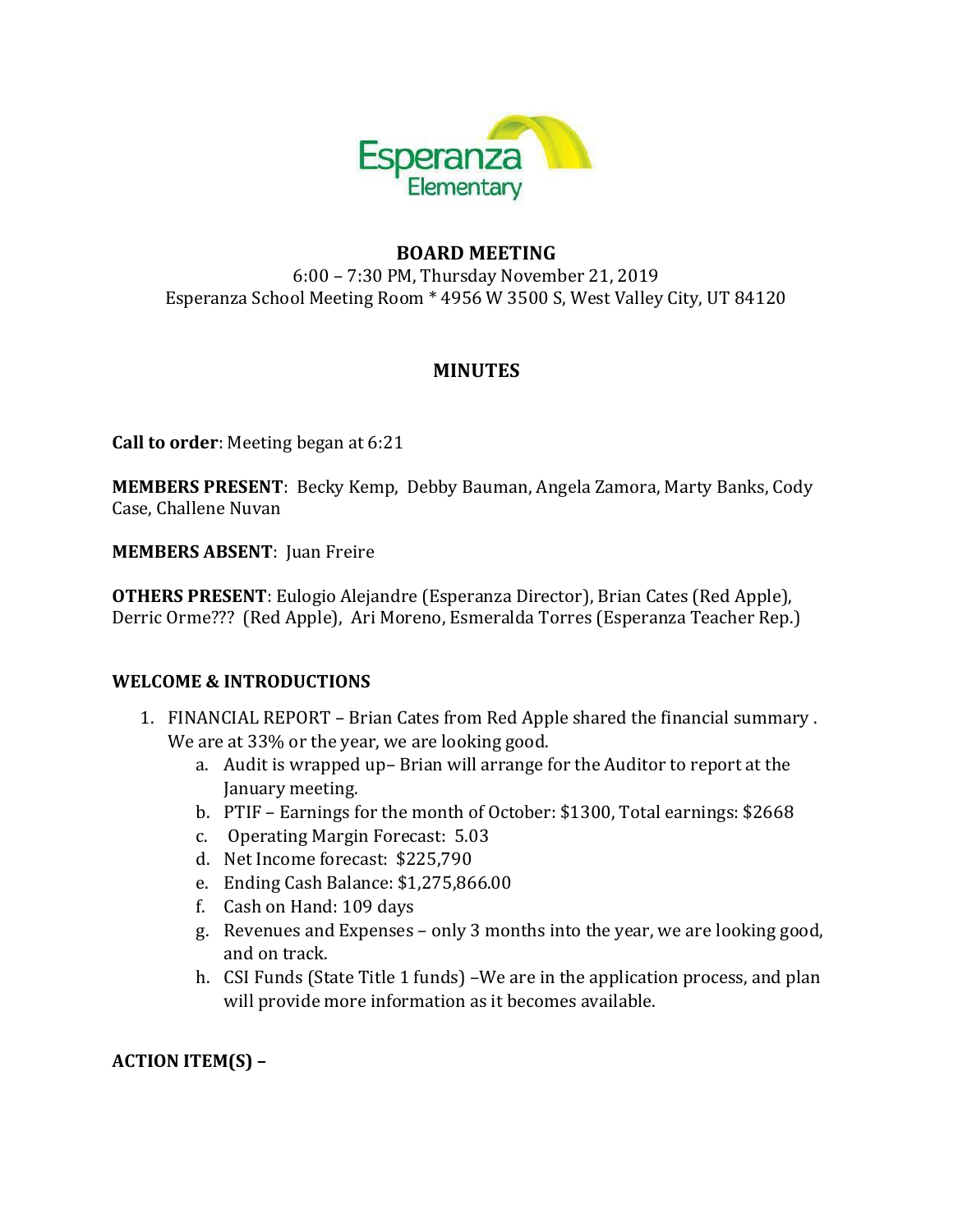Esperanza Elementary

## BOARD MEETING

6:00 – 7:30 PM, Thursday November 21, 2019
Esperanza School Meeting Room * 4956 W 3500 S, West Valley City, UT 84120

## MINUTES

**Call to order**: Meeting began at 6:21

**MEMBERS PRESENT**: Becky Kemp, Debby Bauman, Angela Zamora, Marty Banks, Cody Case, Challene Nuvan

**MEMBERS ABSENT**: Juan Freire

**OTHERS PRESENT**: Eulogio Alejandre (Esperanza Director), Brian Cates (Red Apple), Derric Orme??? (Red Apple), Ari Moreno, Esmeralda Torres (Esperanza Teacher Rep.)

**WELCOME & INTRODUCTIONS**

1. FINANCIAL REPORT – Brian Cates from Red Apple shared the financial summary . We are at 33% or the year, we are looking good.
   a. Audit is wrapped up– Brian will arrange for the Auditor to report at the January meeting.
   b. PTIF – Earnings for the month of October: $1300, Total earnings: $2668
   c. Operating Margin Forecast: 5.03
   d. Net Income forecast: $225,790
   e. Ending Cash Balance: $1,275,866.00
   f. Cash on Hand: 109 days
   g. Revenues and Expenses – only 3 months into the year, we are looking good, and on track.
   h. CSI Funds (State Title 1 funds) –We are in the application process, and plan will provide more information as it becomes available.

**ACTION ITEM(S) –**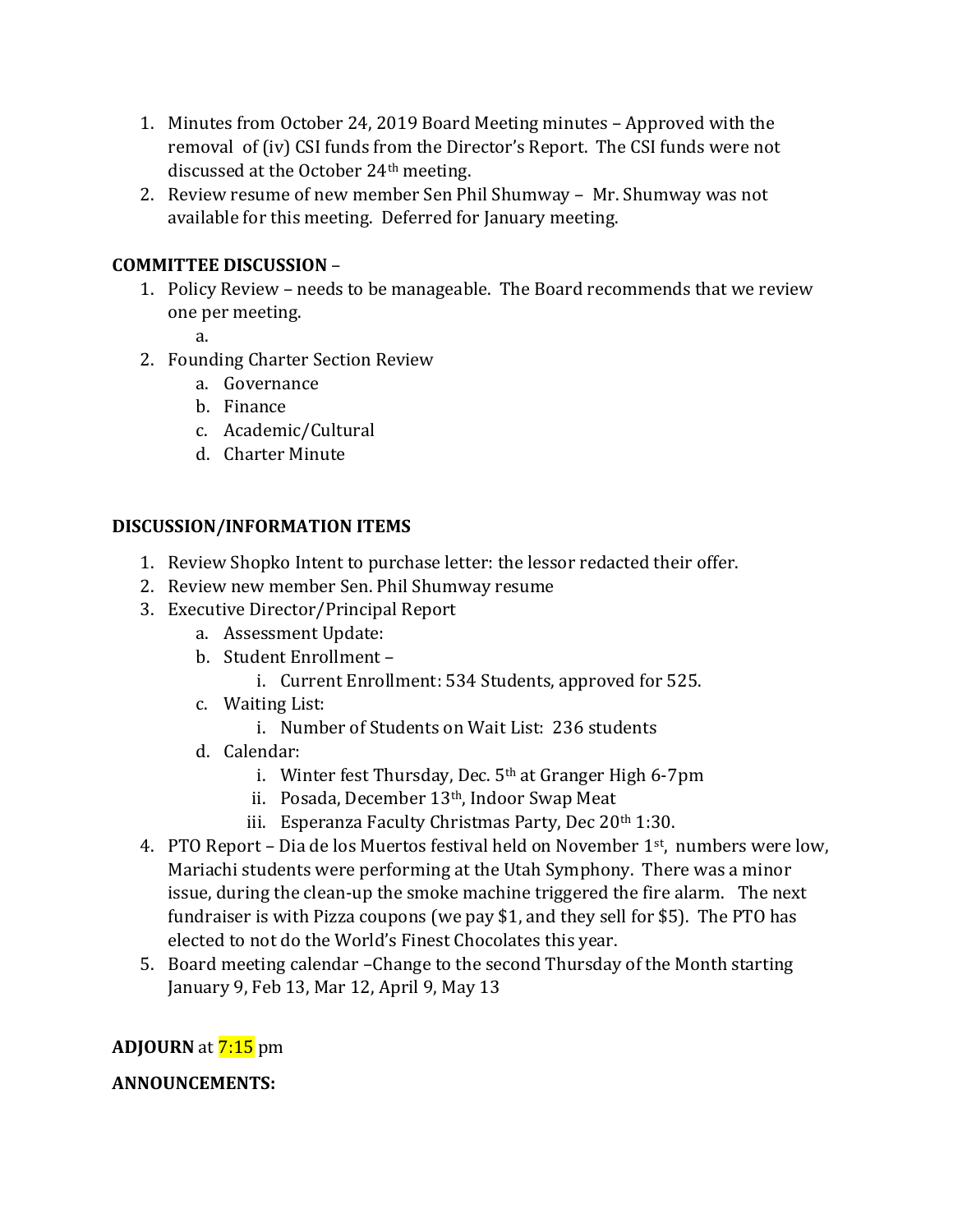1. Minutes from October 24, 2019 Board Meeting minutes – Approved with the removal of (iv) CSI funds from the Director's Report. The CSI funds were not discussed at the October 24th meeting.
2. Review resume of new member Sen Phil Shumway – Mr. Shumway was not available for this meeting. Deferred for January meeting.

**COMMITTEE DISCUSSION** –

1. Policy Review – needs to be manageable. The Board recommends that we review one per meeting.
   a.
2. Founding Charter Section Review
   a. Governance
   b. Finance
   c. Academic/Cultural
   d. Charter Minute

**DISCUSSION/INFORMATION ITEMS**

1. Review Shopko Intent to purchase letter: the lessor redacted their offer.
2. Review new member Sen. Phil Shumway resume
3. Executive Director/Principal Report
   a. Assessment Update:
   b. Student Enrollment –
      i. Current Enrollment: 534 Students, approved for 525.
   c. Waiting List:
      i. Number of Students on Wait List: 236 students
   d. Calendar:
      i. Winter fest Thursday, Dec. 5th at Granger High 6-7pm
      ii. Posada, December 13th, Indoor Swap Meat
      iii. Esperanza Faculty Christmas Party, Dec 20th 1:30.
4. PTO Report – Dia de los Muertos festival held on November 1st, numbers were low, Mariachi students were performing at the Utah Symphony. There was a minor issue, during the clean-up the smoke machine triggered the fire alarm. The next fundraiser is with Pizza coupons (we pay $1, and they sell for $5). The PTO has elected to not do the World's Finest Chocolates this year.
5. Board meeting calendar –Change to the second Thursday of the Month starting January 9, Feb 13, Mar 12, April 9, May 13

**ADJOURN** at 7:15 pm

**ANNOUNCEMENTS:**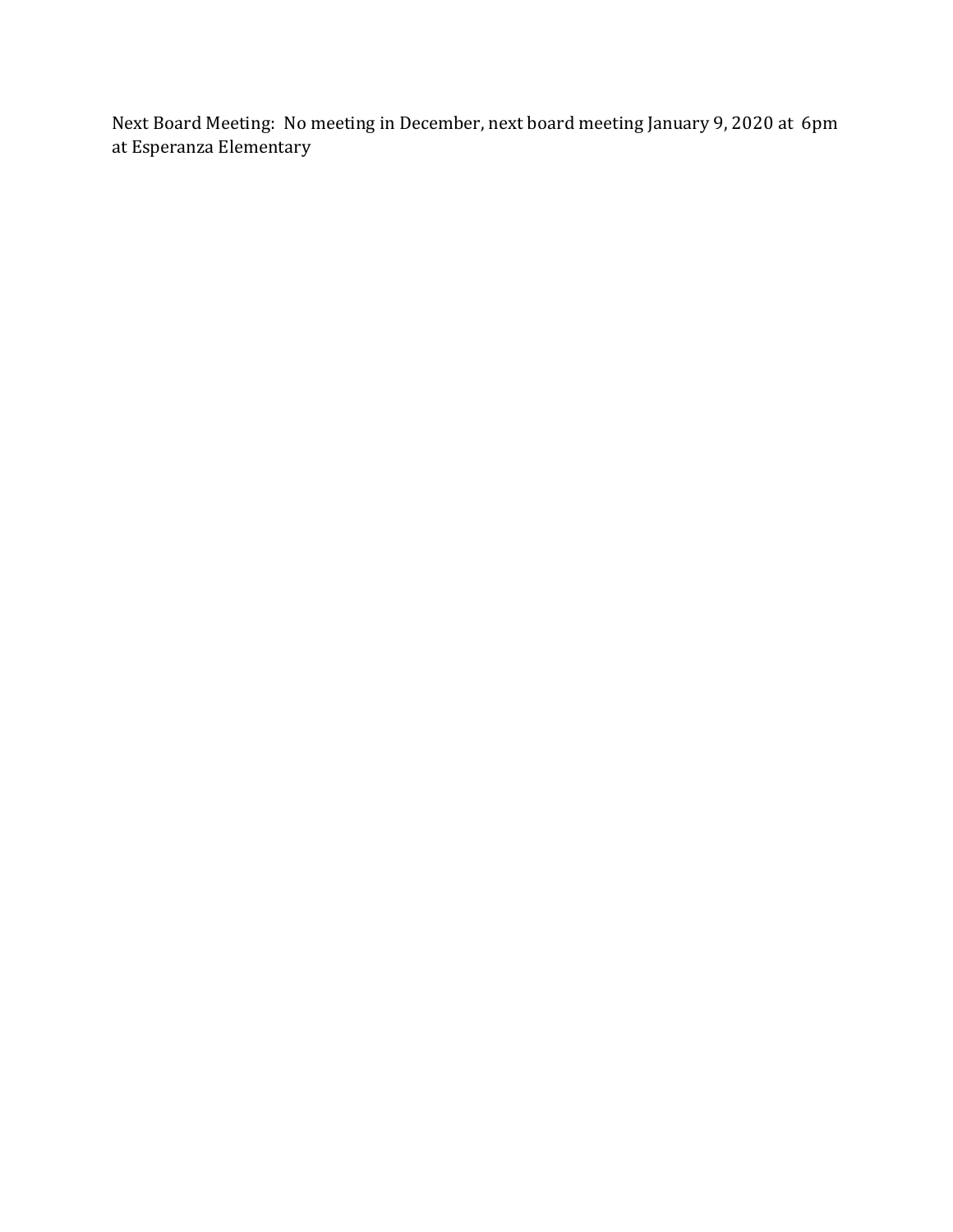Next Board Meeting: No meeting in December, next board meeting January 9, 2020 at 6pm at Esperanza Elementary